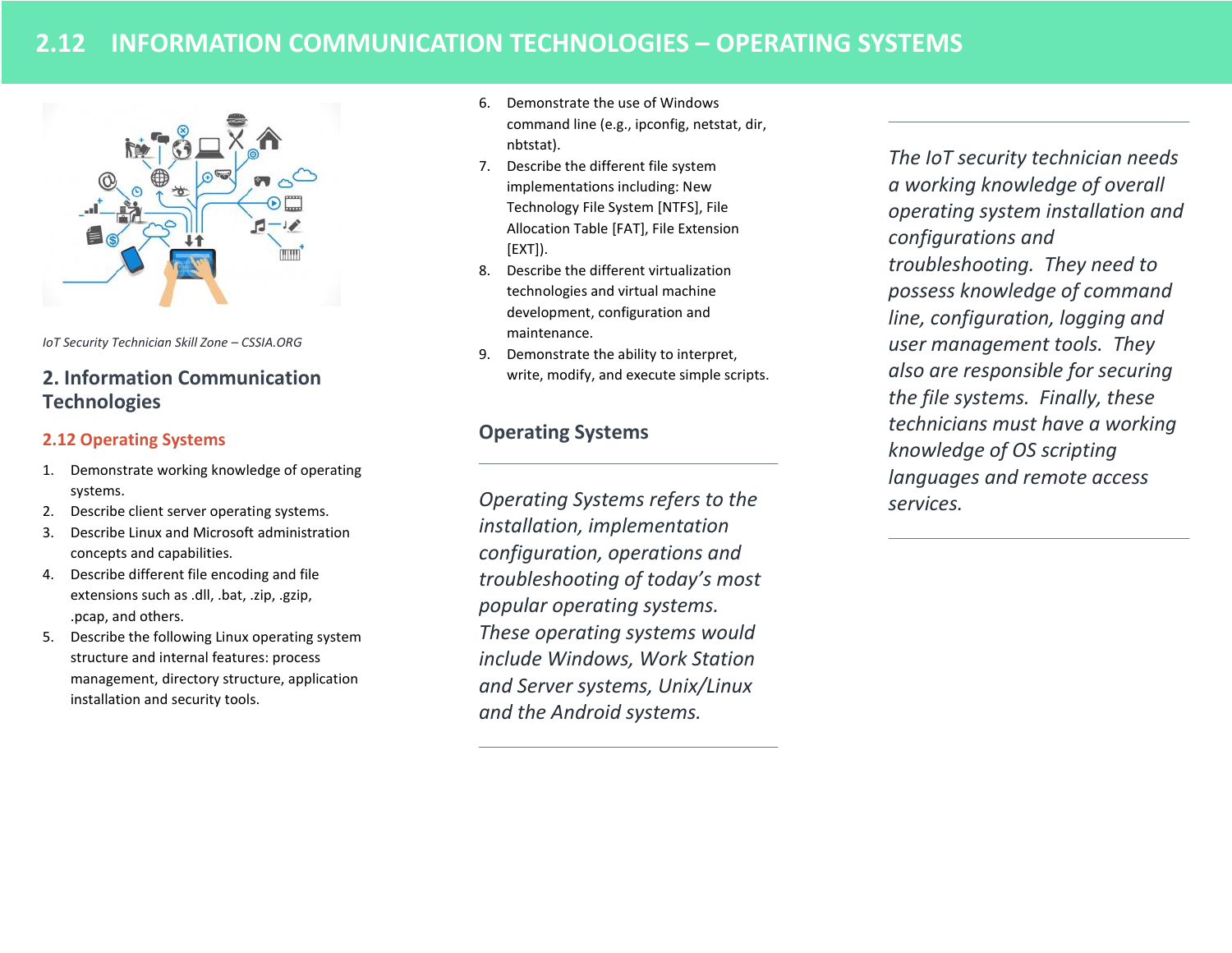# 2.12 INFORMATION COMMUNICATION TECHNOLOGIES – OPERATING SYSTEMS

*IoT Security Technician Skill Zone – CSSIA.ORG*

## 2. Information Communication Technologies

### 2.12 Operating Systems

1. Demonstrate working knowledge of operating systems.
2. Describe client server operating systems.
3. Describe Linux and Microsoft administration concepts and capabilities.
4. Describe different file encoding and file extensions such as .dll, .bat, .zip, .gzip, .pcap, and others.
5. Describe the following Linux operating system structure and internal features: process management, directory structure, application installation and security tools.
6. Demonstrate the use of Windows command line (e.g., ipconfig, netstat, dir, nbtstat).
7. Describe the different file system implementations including: New Technology File System [NTFS], File Allocation Table [FAT], File Extension [EXT]).
8. Describe the different virtualization technologies and virtual machine development, configuration and maintenance.
9. Demonstrate the ability to interpret, write, modify, and execute simple scripts.

## Operating Systems

*Operating Systems refers to the installation, implementation configuration, operations and troubleshooting of today's most popular operating systems. These operating systems would include Windows, Work Station and Server systems, Unix/Linux and the Android systems.*

*The IoT security technician needs a working knowledge of overall operating system installation and configurations and troubleshooting. They need to possess knowledge of command line, configuration, logging and user management tools. They also are responsible for securing the file systems. Finally, these technicians must have a working knowledge of OS scripting languages and remote access services.*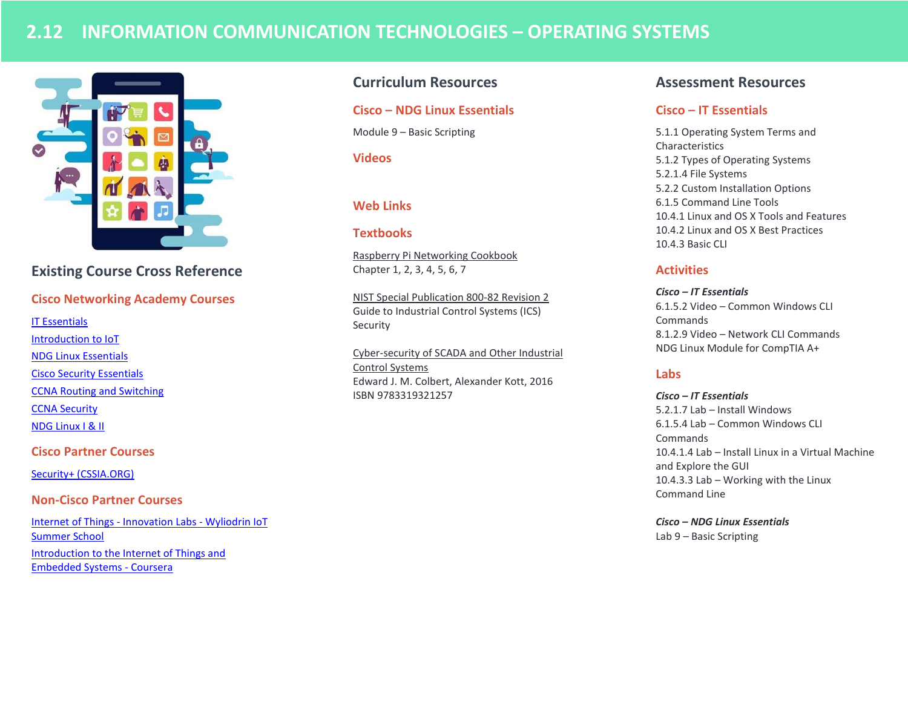# 2.12 INFORMATION COMMUNICATION TECHNOLOGIES – OPERATING SYSTEMS

## Existing Course Cross Reference

### Cisco Networking Academy Courses

IT Essentials

Introduction to IoT

NDG Linux Essentials

Cisco Security Essentials

CCNA Routing and Switching

CCNA Security

NDG Linux I & II

### Cisco Partner Courses

Security+ (CSSIA.ORG)

### Non-Cisco Partner Courses

Internet of Things - Innovation Labs - Wyliodrin IoT Summer School

Introduction to the Internet of Things and Embedded Systems - Coursera

## Curriculum Resources

### Cisco – NDG Linux Essentials

Module 9 – Basic Scripting

### Videos

### Web Links

### Textbooks

Raspberry Pi Networking Cookbook
Chapter 1, 2, 3, 4, 5, 6, 7

NIST Special Publication 800-82 Revision 2
Guide to Industrial Control Systems (ICS) Security

Cyber-security of SCADA and Other Industrial Control Systems
Edward J. M. Colbert, Alexander Kott, 2016
ISBN 9783319321257

## Assessment Resources

### Cisco – IT Essentials

5.1.1 Operating System Terms and Characteristics
5.1.2 Types of Operating Systems
5.2.1.4 File Systems
5.2.2 Custom Installation Options
6.1.5 Command Line Tools
10.4.1 Linux and OS X Tools and Features
10.4.2 Linux and OS X Best Practices
10.4.3 Basic CLI

### Activities

***Cisco – IT Essentials***
6.1.5.2 Video – Common Windows CLI Commands
8.1.2.9 Video – Network CLI Commands
NDG Linux Module for CompTIA A+

### Labs

***Cisco – IT Essentials***
5.2.1.7 Lab – Install Windows
6.1.5.4 Lab – Common Windows CLI Commands
10.4.1.4 Lab – Install Linux in a Virtual Machine and Explore the GUI
10.4.3.3 Lab – Working with the Linux Command Line

***Cisco – NDG Linux Essentials***
Lab 9 – Basic Scripting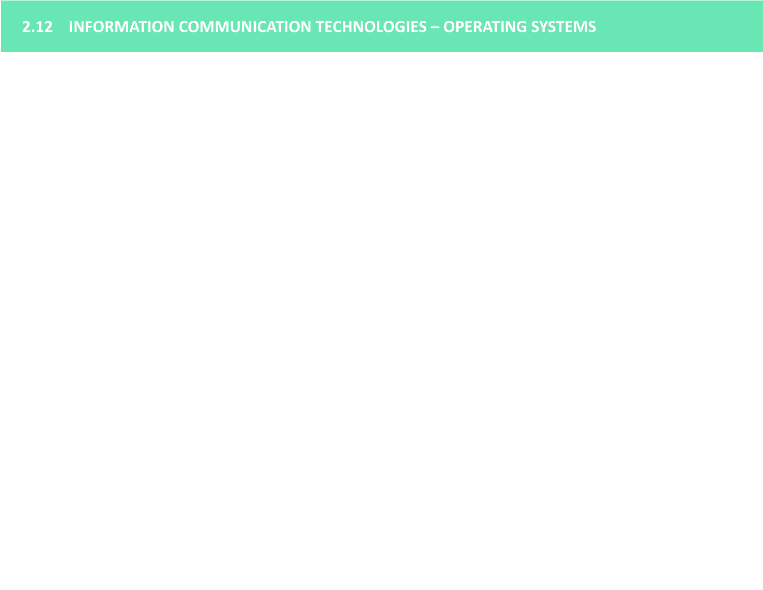## 2.12 INFORMATION COMMUNICATION TECHNOLOGIES – OPERATING SYSTEMS